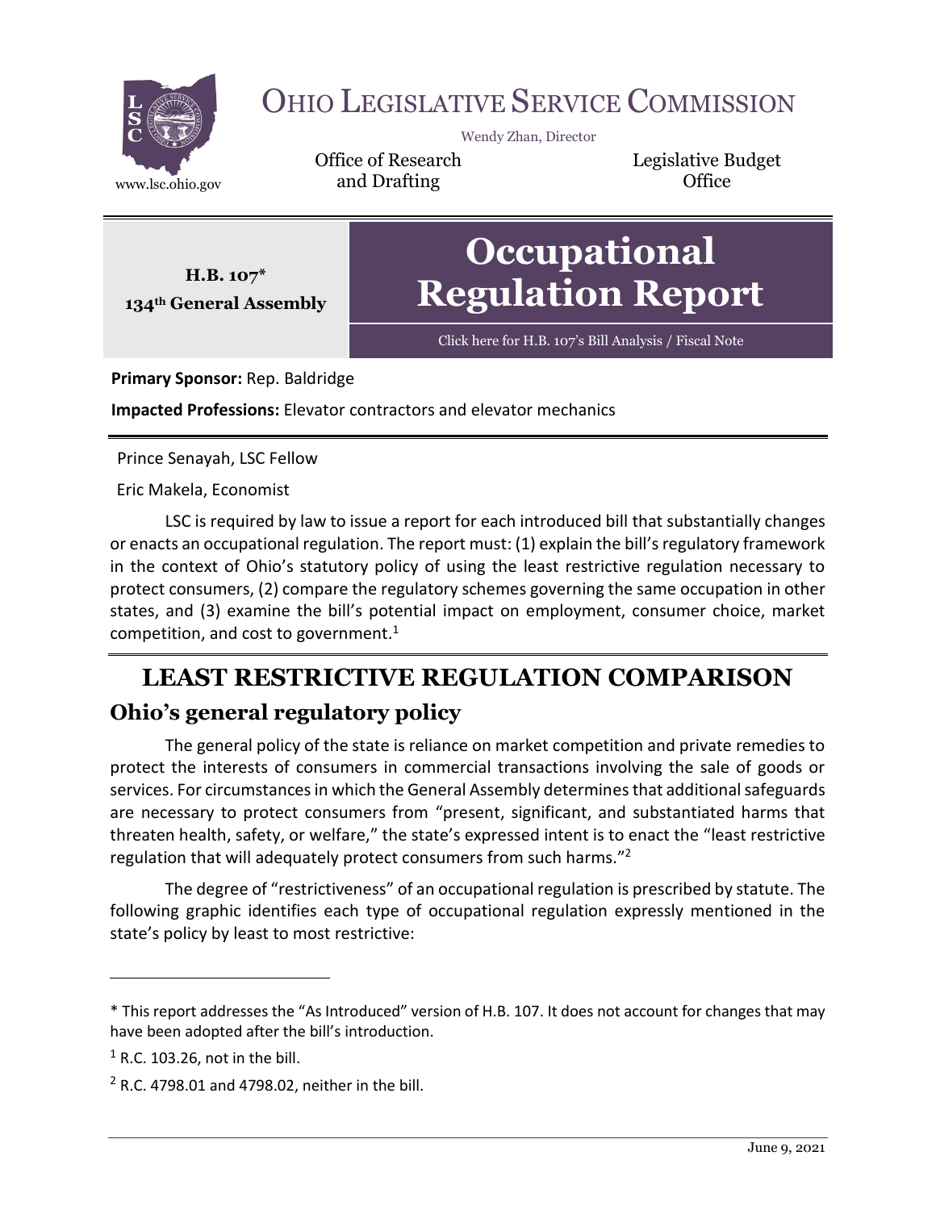# OHIO LEGISLATIVE SERVICE COMMISSION

Wendy Zhan, Director

Office of Research and Drafting

Legislative Budget Office

www.lsc.ohio.gov

**H.B. 107***
**134th General Assembly**

# Occupational Regulation Report

Click here for H.B. 107's Bill Analysis / Fiscal Note

**Primary Sponsor:** Rep. Baldridge

**Impacted Professions:** Elevator contractors and elevator mechanics

Prince Senayah, LSC Fellow

Eric Makela, Economist

LSC is required by law to issue a report for each introduced bill that substantially changes or enacts an occupational regulation. The report must: (1) explain the bill's regulatory framework in the context of Ohio's statutory policy of using the least restrictive regulation necessary to protect consumers, (2) compare the regulatory schemes governing the same occupation in other states, and (3) examine the bill's potential impact on employment, consumer choice, market competition, and cost to government.[1]

# LEAST RESTRICTIVE REGULATION COMPARISON

## Ohio's general regulatory policy

The general policy of the state is reliance on market competition and private remedies to protect the interests of consumers in commercial transactions involving the sale of goods or services. For circumstances in which the General Assembly determines that additional safeguards are necessary to protect consumers from "present, significant, and substantiated harms that threaten health, safety, or welfare," the state's expressed intent is to enact the "least restrictive regulation that will adequately protect consumers from such harms."[2]

The degree of "restrictiveness" of an occupational regulation is prescribed by statute. The following graphic identifies each type of occupational regulation expressly mentioned in the state's policy by least to most restrictive:

---

* This report addresses the "As Introduced" version of H.B. 107. It does not account for changes that may have been adopted after the bill's introduction.

[1] R.C. 103.26, not in the bill.

[2] R.C. 4798.01 and 4798.02, neither in the bill.

June 9, 2021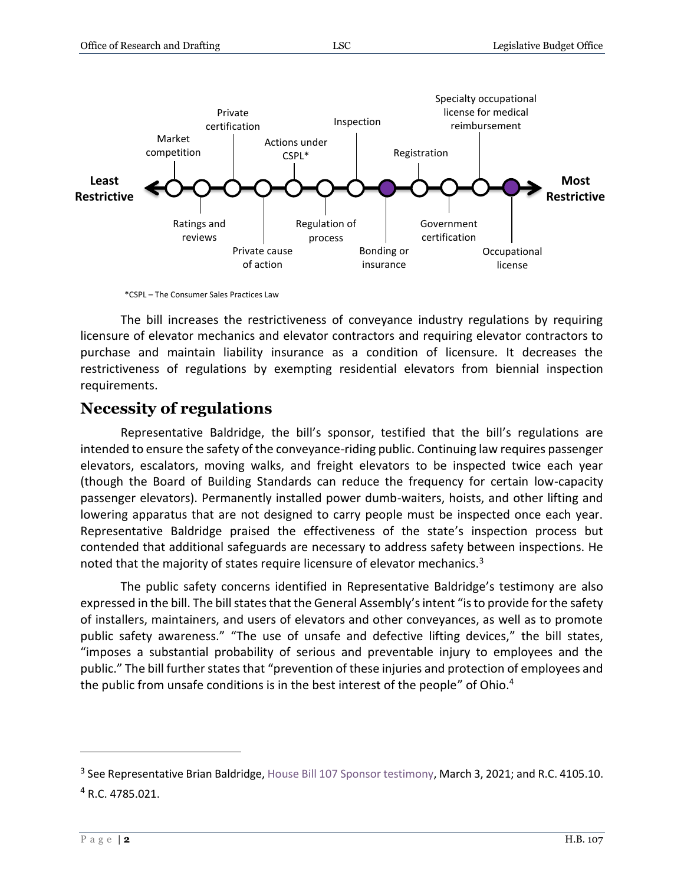**Least Restrictive** ← Market competition — Ratings and reviews — Private certification — Private cause of action — Actions under CSPL* — Regulation of process — Inspection — Bonding or insurance — Registration — Government certification — Specialty occupational license for medical reimbursement — Occupational license → **Most Restrictive**

*CSPL – The Consumer Sales Practices Law

The bill increases the restrictiveness of conveyance industry regulations by requiring licensure of elevator mechanics and elevator contractors and requiring elevator contractors to purchase and maintain liability insurance as a condition of licensure. It decreases the restrictiveness of regulations by exempting residential elevators from biennial inspection requirements.

## Necessity of regulations

Representative Baldridge, the bill's sponsor, testified that the bill's regulations are intended to ensure the safety of the conveyance-riding public. Continuing law requires passenger elevators, escalators, moving walks, and freight elevators to be inspected twice each year (though the Board of Building Standards can reduce the frequency for certain low-capacity passenger elevators). Permanently installed power dumb-waiters, hoists, and other lifting and lowering apparatus that are not designed to carry people must be inspected once each year. Representative Baldridge praised the effectiveness of the state's inspection process but contended that additional safeguards are necessary to address safety between inspections. He noted that the majority of states require licensure of elevator mechanics.[3]

The public safety concerns identified in Representative Baldridge's testimony are also expressed in the bill. The bill states that the General Assembly's intent "is to provide for the safety of installers, maintainers, and users of elevators and other conveyances, as well as to promote public safety awareness." "The use of unsafe and defective lifting devices," the bill states, "imposes a substantial probability of serious and preventable injury to employees and the public." The bill further states that "prevention of these injuries and protection of employees and the public from unsafe conditions is in the best interest of the people" of Ohio.[4]

---

[3] See Representative Brian Baldridge, House Bill 107 Sponsor testimony, March 3, 2021; and R.C. 4105.10.

[4] R.C. 4785.021.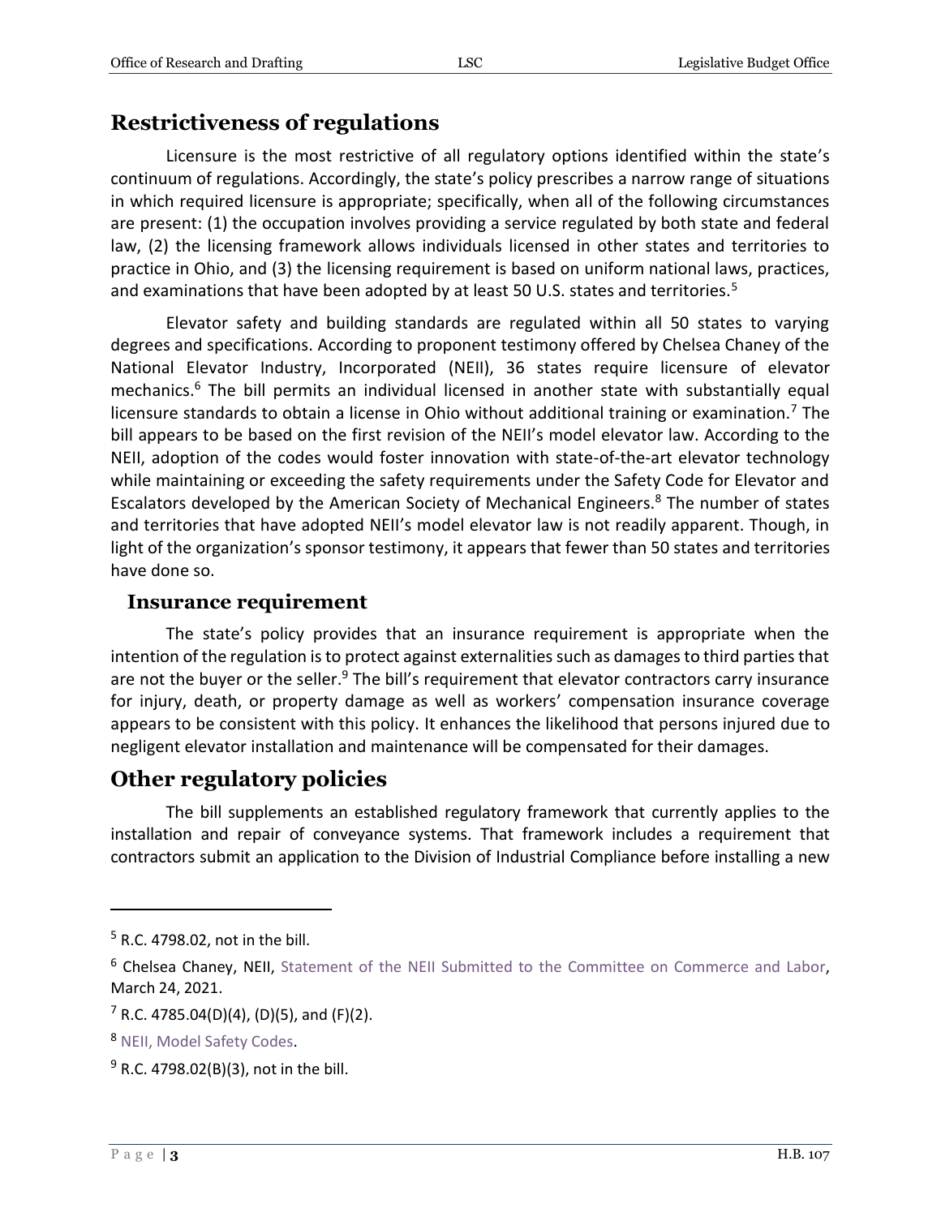## Restrictiveness of regulations

Licensure is the most restrictive of all regulatory options identified within the state's continuum of regulations. Accordingly, the state's policy prescribes a narrow range of situations in which required licensure is appropriate; specifically, when all of the following circumstances are present: (1) the occupation involves providing a service regulated by both state and federal law, (2) the licensing framework allows individuals licensed in other states and territories to practice in Ohio, and (3) the licensing requirement is based on uniform national laws, practices, and examinations that have been adopted by at least 50 U.S. states and territories.[5]

Elevator safety and building standards are regulated within all 50 states to varying degrees and specifications. According to proponent testimony offered by Chelsea Chaney of the National Elevator Industry, Incorporated (NEII), 36 states require licensure of elevator mechanics.[6] The bill permits an individual licensed in another state with substantially equal licensure standards to obtain a license in Ohio without additional training or examination.[7] The bill appears to be based on the first revision of the NEII's model elevator law. According to the NEII, adoption of the codes would foster innovation with state-of-the-art elevator technology while maintaining or exceeding the safety requirements under the Safety Code for Elevator and Escalators developed by the American Society of Mechanical Engineers.[8] The number of states and territories that have adopted NEII's model elevator law is not readily apparent. Though, in light of the organization's sponsor testimony, it appears that fewer than 50 states and territories have done so.

### Insurance requirement

The state's policy provides that an insurance requirement is appropriate when the intention of the regulation is to protect against externalities such as damages to third parties that are not the buyer or the seller.[9] The bill's requirement that elevator contractors carry insurance for injury, death, or property damage as well as workers' compensation insurance coverage appears to be consistent with this policy. It enhances the likelihood that persons injured due to negligent elevator installation and maintenance will be compensated for their damages.

## Other regulatory policies

The bill supplements an established regulatory framework that currently applies to the installation and repair of conveyance systems. That framework includes a requirement that contractors submit an application to the Division of Industrial Compliance before installing a new

---

[5] R.C. 4798.02, not in the bill.

[6] Chelsea Chaney, NEII, Statement of the NEII Submitted to the Committee on Commerce and Labor, March 24, 2021.

[7] R.C. 4785.04(D)(4), (D)(5), and (F)(2).

[8] NEII, Model Safety Codes.

[9] R.C. 4798.02(B)(3), not in the bill.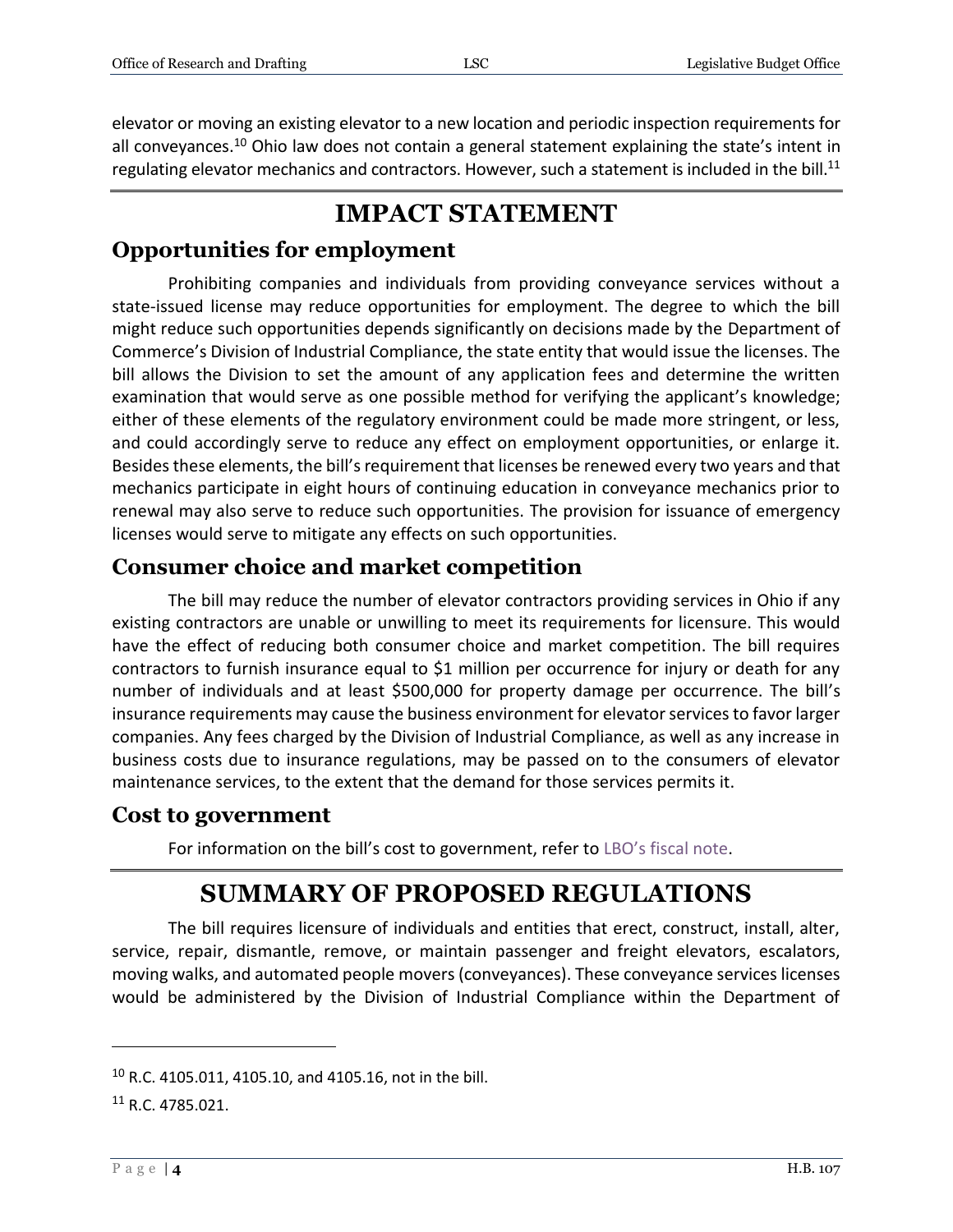elevator or moving an existing elevator to a new location and periodic inspection requirements for all conveyances.[10] Ohio law does not contain a general statement explaining the state's intent in regulating elevator mechanics and contractors. However, such a statement is included in the bill.[11]

# IMPACT STATEMENT

## Opportunities for employment

Prohibiting companies and individuals from providing conveyance services without a state-issued license may reduce opportunities for employment. The degree to which the bill might reduce such opportunities depends significantly on decisions made by the Department of Commerce's Division of Industrial Compliance, the state entity that would issue the licenses. The bill allows the Division to set the amount of any application fees and determine the written examination that would serve as one possible method for verifying the applicant's knowledge; either of these elements of the regulatory environment could be made more stringent, or less, and could accordingly serve to reduce any effect on employment opportunities, or enlarge it. Besides these elements, the bill's requirement that licenses be renewed every two years and that mechanics participate in eight hours of continuing education in conveyance mechanics prior to renewal may also serve to reduce such opportunities. The provision for issuance of emergency licenses would serve to mitigate any effects on such opportunities.

## Consumer choice and market competition

The bill may reduce the number of elevator contractors providing services in Ohio if any existing contractors are unable or unwilling to meet its requirements for licensure. This would have the effect of reducing both consumer choice and market competition. The bill requires contractors to furnish insurance equal to $1 million per occurrence for injury or death for any number of individuals and at least $500,000 for property damage per occurrence. The bill's insurance requirements may cause the business environment for elevator services to favor larger companies. Any fees charged by the Division of Industrial Compliance, as well as any increase in business costs due to insurance regulations, may be passed on to the consumers of elevator maintenance services, to the extent that the demand for those services permits it.

## Cost to government

For information on the bill's cost to government, refer to LBO's fiscal note.

# SUMMARY OF PROPOSED REGULATIONS

The bill requires licensure of individuals and entities that erect, construct, install, alter, service, repair, dismantle, remove, or maintain passenger and freight elevators, escalators, moving walks, and automated people movers (conveyances). These conveyance services licenses would be administered by the Division of Industrial Compliance within the Department of

---

[10] R.C. 4105.011, 4105.10, and 4105.16, not in the bill.

[11] R.C. 4785.021.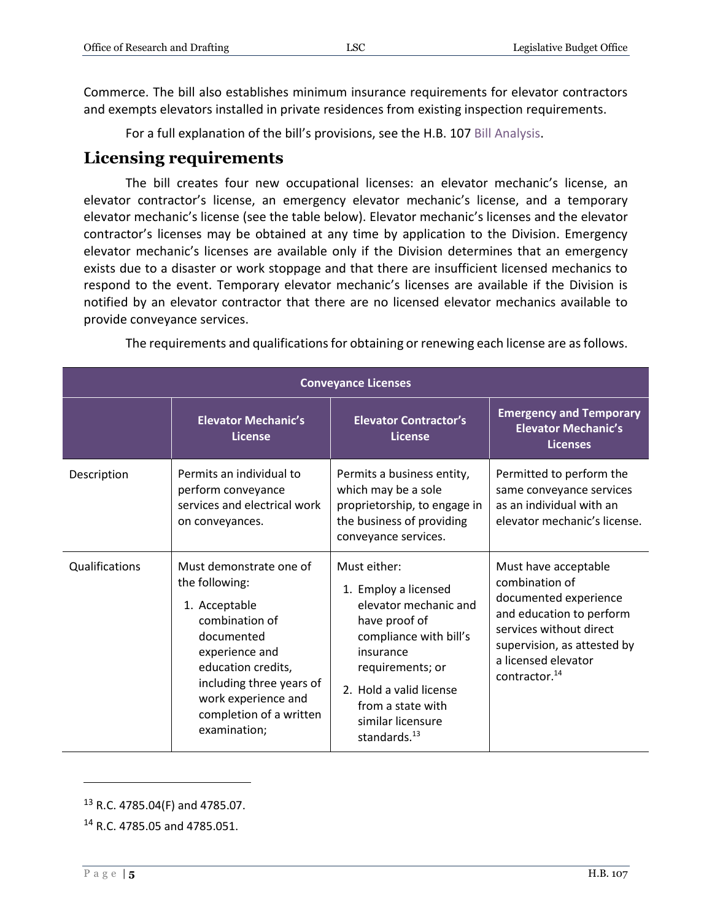Commerce. The bill also establishes minimum insurance requirements for elevator contractors and exempts elevators installed in private residences from existing inspection requirements.

For a full explanation of the bill's provisions, see the H.B. 107 Bill Analysis.

## Licensing requirements

The bill creates four new occupational licenses: an elevator mechanic's license, an elevator contractor's license, an emergency elevator mechanic's license, and a temporary elevator mechanic's license (see the table below). Elevator mechanic's licenses and the elevator contractor's licenses may be obtained at any time by application to the Division. Emergency elevator mechanic's licenses are available only if the Division determines that an emergency exists due to a disaster or work stoppage and that there are insufficient licensed mechanics to respond to the event. Temporary elevator mechanic's licenses are available if the Division is notified by an elevator contractor that there are no licensed elevator mechanics available to provide conveyance services.

The requirements and qualifications for obtaining or renewing each license are as follows.

| Conveyance Licenses | | | |
|---|---|---|---|
| | **Elevator Mechanic's License** | **Elevator Contractor's License** | **Emergency and Temporary Elevator Mechanic's Licenses** |
| Description | Permits an individual to perform conveyance services and electrical work on conveyances. | Permits a business entity, which may be a sole proprietorship, to engage in the business of providing conveyance services. | Permitted to perform the same conveyance services as an individual with an elevator mechanic's license. |
| Qualifications | Must demonstrate one of the following: 1. Acceptable combination of documented experience and education credits, including three years of work experience and completion of a written examination; | Must either: 1. Employ a licensed elevator mechanic and have proof of compliance with bill's insurance requirements; or 2. Hold a valid license from a state with similar licensure standards.[13] | Must have acceptable combination of documented experience and education to perform services without direct supervision, as attested by a licensed elevator contractor.[14] |

[13] R.C. 4785.04(F) and 4785.07.

[14] R.C. 4785.05 and 4785.051.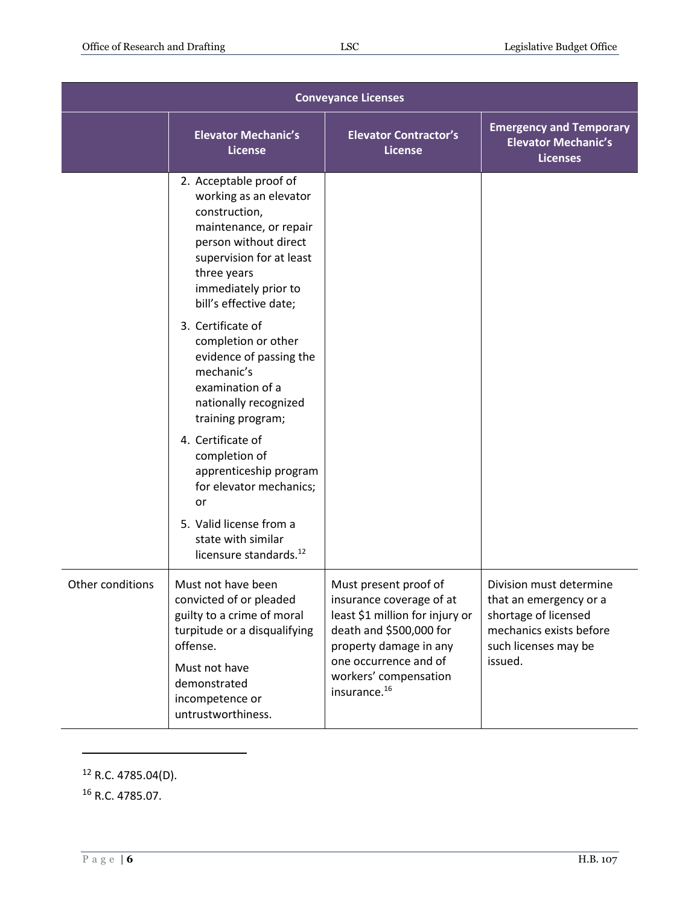| Conveyance Licenses | | | |
|---|---|---|---|
| | **Elevator Mechanic's License** | **Elevator Contractor's License** | **Emergency and Temporary Elevator Mechanic's Licenses** |
| | 2. Acceptable proof of working as an elevator construction, maintenance, or repair person without direct supervision for at least three years immediately prior to bill's effective date;<br>3. Certificate of completion or other evidence of passing the mechanic's examination of a nationally recognized training program;<br>4. Certificate of completion of apprenticeship program for elevator mechanics; or<br>5. Valid license from a state with similar licensure standards.[12] | | |
| Other conditions | Must not have been convicted of or pleaded guilty to a crime of moral turpitude or a disqualifying offense.<br>Must not have demonstrated incompetence or untrustworthiness. | Must present proof of insurance coverage of at least $1 million for injury or death and $500,000 for property damage in any one occurrence and of workers' compensation insurance.[16] | Division must determine that an emergency or a shortage of licensed mechanics exists before such licenses may be issued. |

[12] R.C. 4785.04(D).

[16] R.C. 4785.07.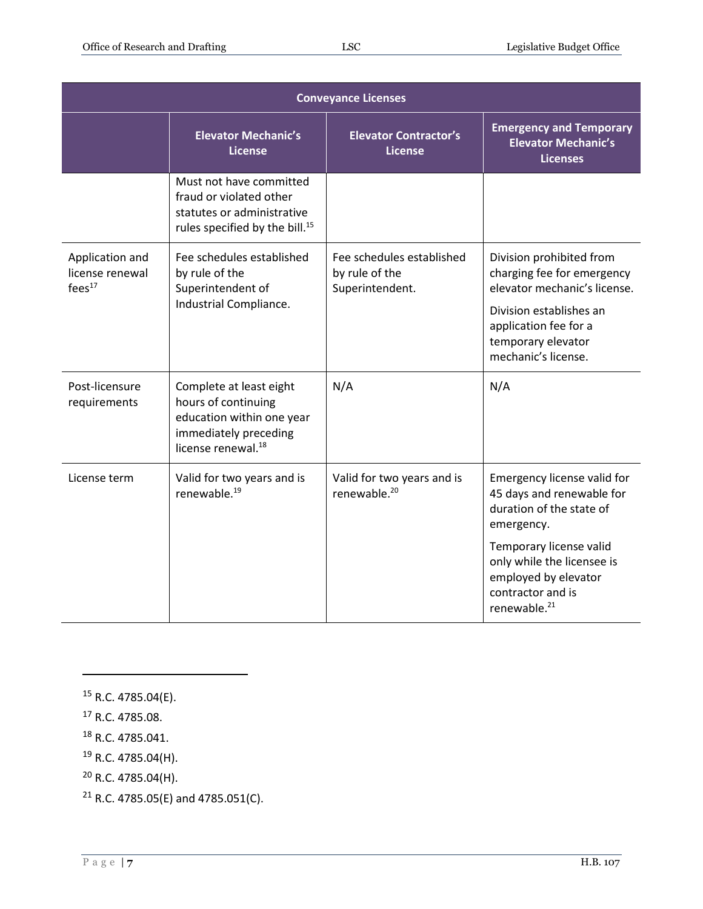| Conveyance Licenses | | | |
|---|---|---|---|
| | **Elevator Mechanic's License** | **Elevator Contractor's License** | **Emergency and Temporary Elevator Mechanic's Licenses** |
| | Must not have committed fraud or violated other statutes or administrative rules specified by the bill.[15] | | |
| Application and license renewal fees[17] | Fee schedules established by rule of the Superintendent of Industrial Compliance. | Fee schedules established by rule of the Superintendent. | Division prohibited from charging fee for emergency elevator mechanic's license. Division establishes an application fee for a temporary elevator mechanic's license. |
| Post-licensure requirements | Complete at least eight hours of continuing education within one year immediately preceding license renewal.[18] | N/A | N/A |
| License term | Valid for two years and is renewable.[19] | Valid for two years and is renewable.[20] | Emergency license valid for 45 days and renewable for duration of the state of emergency. Temporary license valid only while the licensee is employed by elevator contractor and is renewable.[21] |

[15] R.C. 4785.04(E).

[17] R.C. 4785.08.

[18] R.C. 4785.041.

[19] R.C. 4785.04(H).

[20] R.C. 4785.04(H).

[21] R.C. 4785.05(E) and 4785.051(C).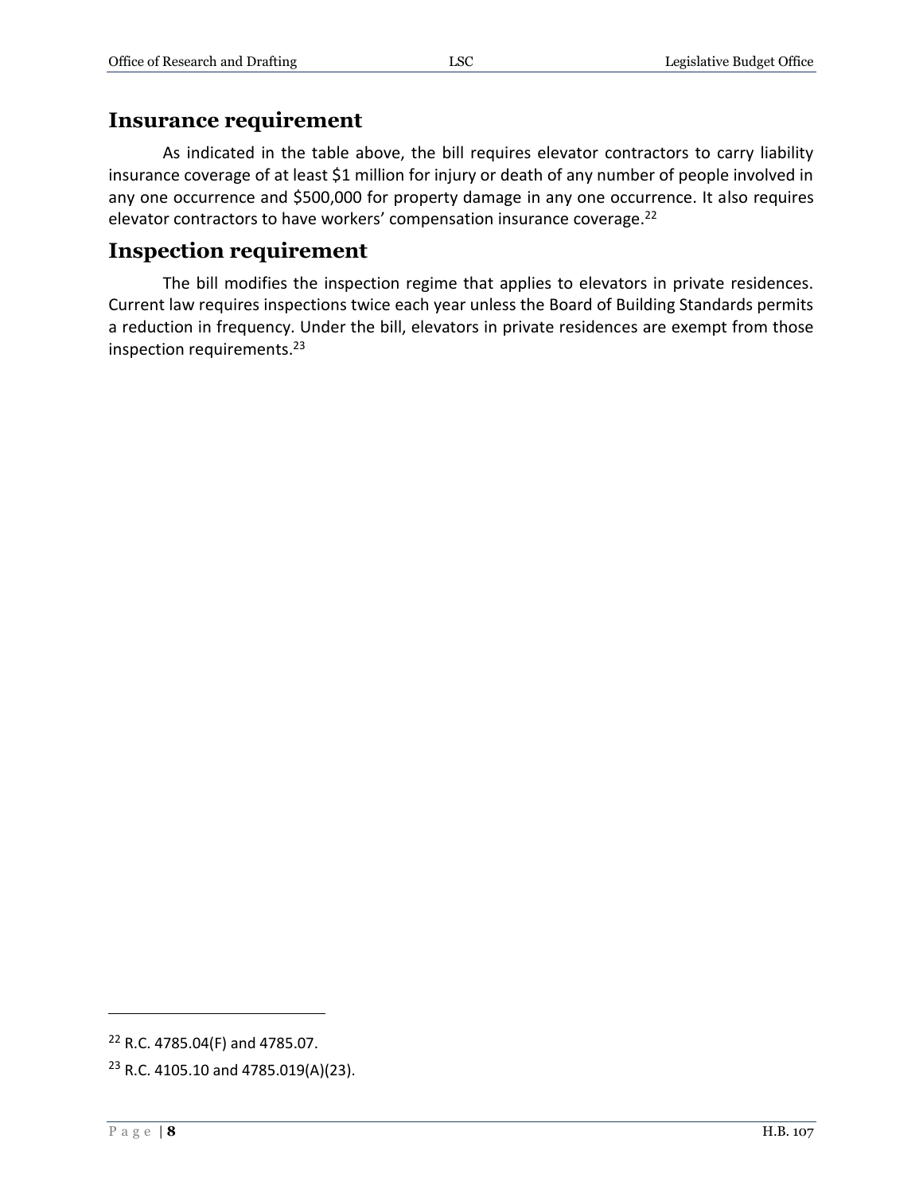## Insurance requirement

As indicated in the table above, the bill requires elevator contractors to carry liability insurance coverage of at least $1 million for injury or death of any number of people involved in any one occurrence and $500,000 for property damage in any one occurrence. It also requires elevator contractors to have workers' compensation insurance coverage.[22]

## Inspection requirement

The bill modifies the inspection regime that applies to elevators in private residences. Current law requires inspections twice each year unless the Board of Building Standards permits a reduction in frequency. Under the bill, elevators in private residences are exempt from those inspection requirements.[23]

---

[22] R.C. 4785.04(F) and 4785.07.

[23] R.C. 4105.10 and 4785.019(A)(23).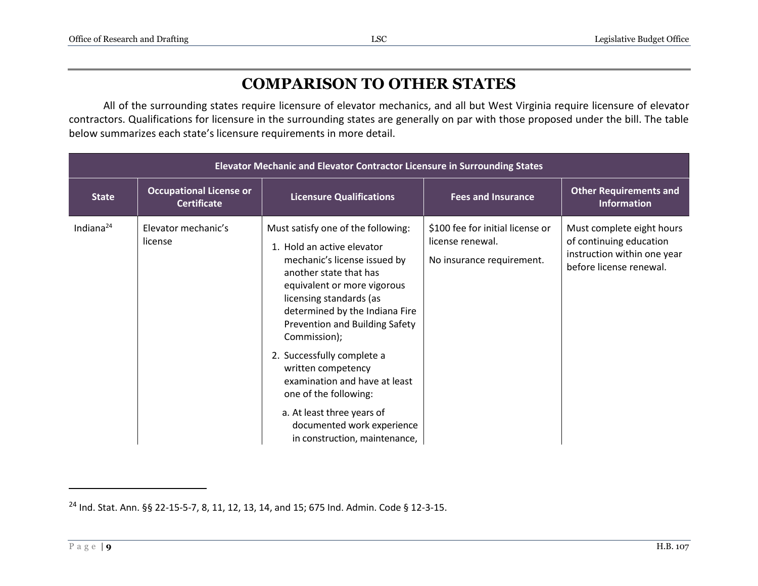# COMPARISON TO OTHER STATES

All of the surrounding states require licensure of elevator mechanics, and all but West Virginia require licensure of elevator contractors. Qualifications for licensure in the surrounding states are generally on par with those proposed under the bill. The table below summarizes each state's licensure requirements in more detail.

| Elevator Mechanic and Elevator Contractor Licensure in Surrounding States | | | | |
|---|---|---|---|---|
| **State** | **Occupational License or Certificate** | **Licensure Qualifications** | **Fees and Insurance** | **Other Requirements and Information** |
| Indiana[24] | Elevator mechanic's license | Must satisfy one of the following:<br>1. Hold an active elevator mechanic's license issued by another state that has equivalent or more vigorous licensing standards (as determined by the Indiana Fire Prevention and Building Safety Commission);<br>2. Successfully complete a written competency examination and have at least one of the following:<br>a. At least three years of documented work experience in construction, maintenance, | $100 fee for initial license or license renewal.<br>No insurance requirement. | Must complete eight hours of continuing education instruction within one year before license renewal. |

[24] Ind. Stat. Ann. §§ 22-15-5-7, 8, 11, 12, 13, 14, and 15; 675 Ind. Admin. Code § 12-3-15.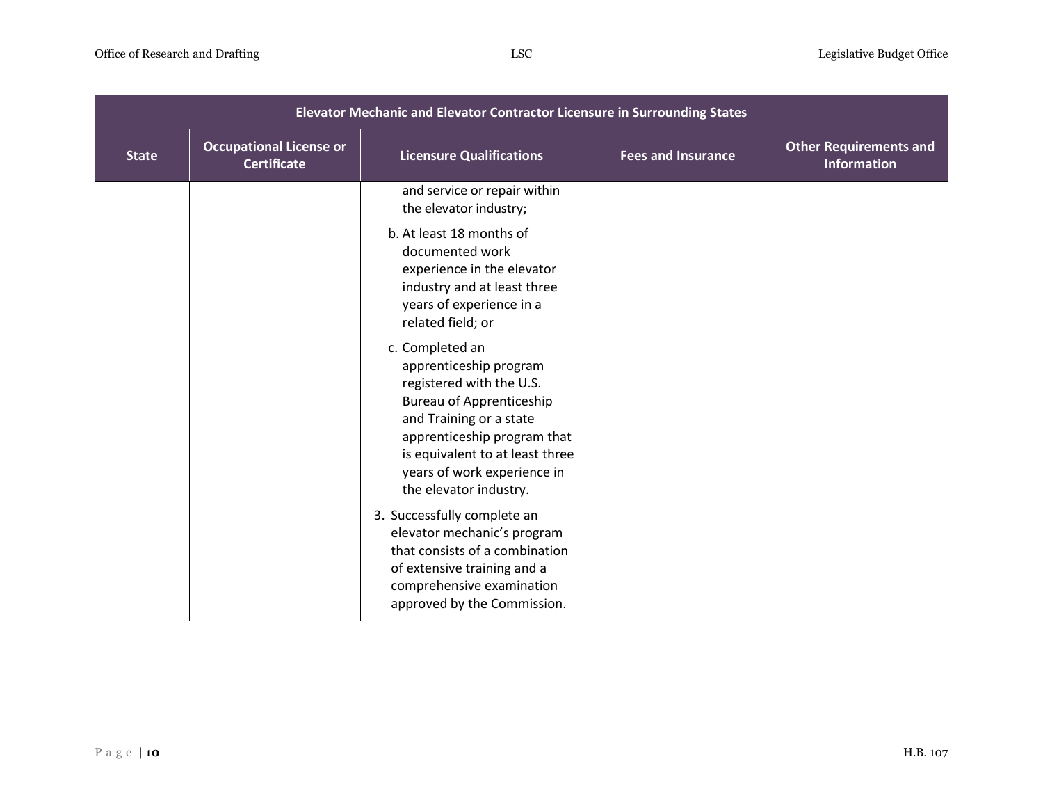| Elevator Mechanic and Elevator Contractor Licensure in Surrounding States | | | | |
|---|---|---|---|---|
| State | Occupational License or Certificate | Licensure Qualifications | Fees and Insurance | Other Requirements and Information |
| | | and service or repair within the elevator industry;<br><br>b. At least 18 months of documented work experience in the elevator industry and at least three years of experience in a related field; or<br><br>c. Completed an apprenticeship program registered with the U.S. Bureau of Apprenticeship and Training or a state apprenticeship program that is equivalent to at least three years of work experience in the elevator industry.<br><br>3. Successfully complete an elevator mechanic's program that consists of a combination of extensive training and a comprehensive examination approved by the Commission. | | |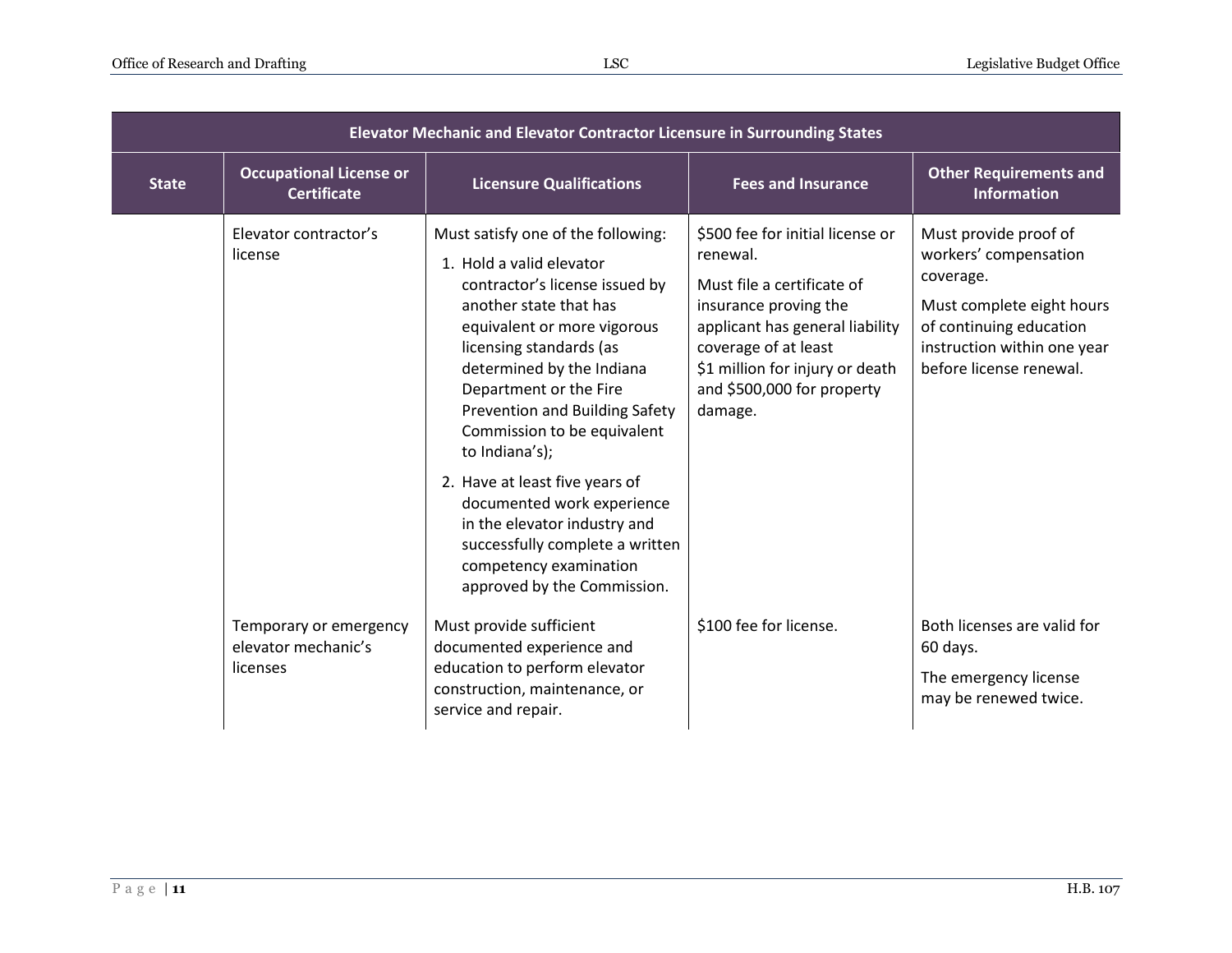| Elevator Mechanic and Elevator Contractor Licensure in Surrounding States | | | | |
|---|---|---|---|---|
| **State** | **Occupational License or Certificate** | **Licensure Qualifications** | **Fees and Insurance** | **Other Requirements and Information** |
| | Elevator contractor's license | Must satisfy one of the following:<br>1. Hold a valid elevator contractor's license issued by another state that has equivalent or more vigorous licensing standards (as determined by the Indiana Department or the Fire Prevention and Building Safety Commission to be equivalent to Indiana's);<br>2. Have at least five years of documented work experience in the elevator industry and successfully complete a written competency examination approved by the Commission. | $500 fee for initial license or renewal.<br>Must file a certificate of insurance proving the applicant has general liability coverage of at least $1 million for injury or death and $500,000 for property damage. | Must provide proof of workers' compensation coverage.<br>Must complete eight hours of continuing education instruction within one year before license renewal. |
| | Temporary or emergency elevator mechanic's licenses | Must provide sufficient documented experience and education to perform elevator construction, maintenance, or service and repair. | $100 fee for license. | Both licenses are valid for 60 days.<br>The emergency license may be renewed twice. |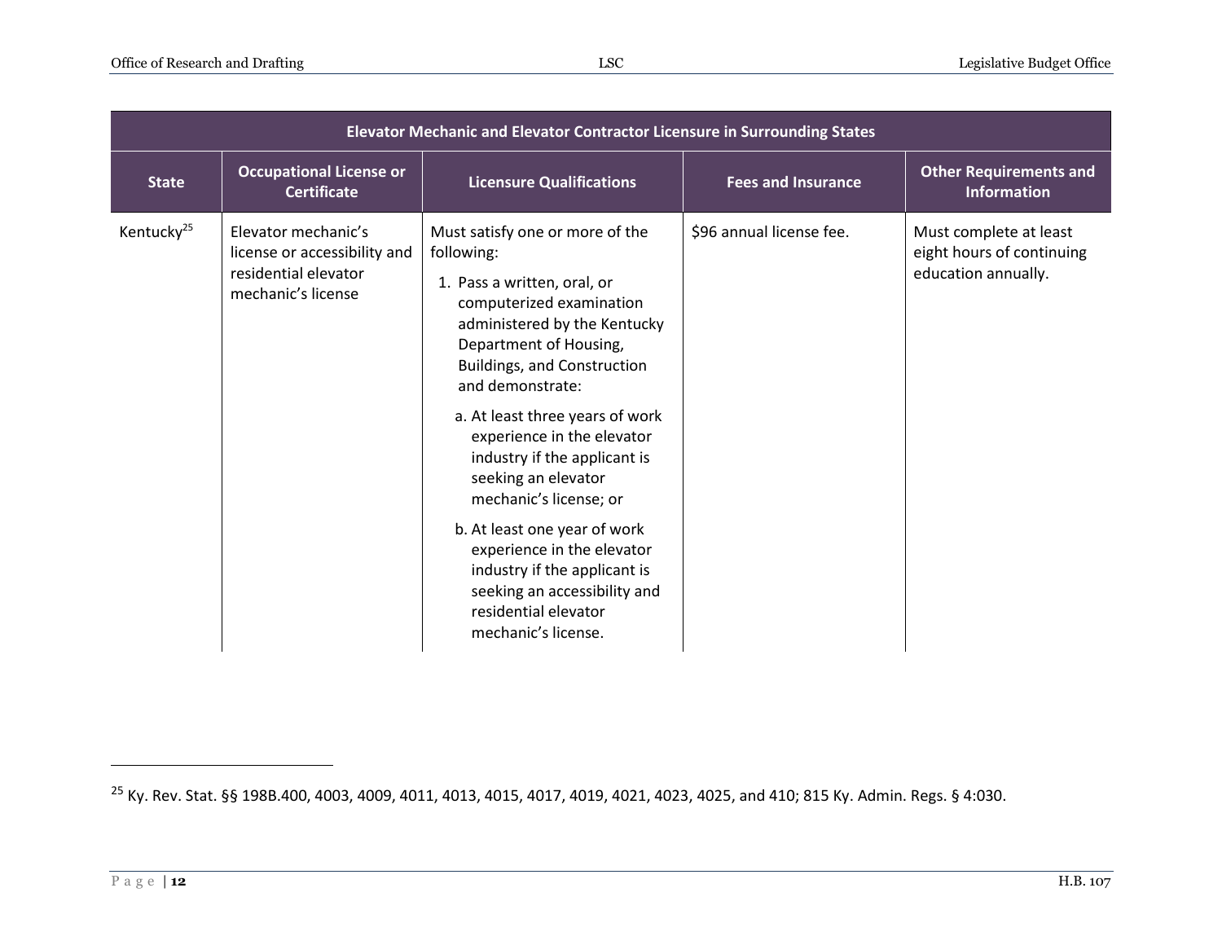| Elevator Mechanic and Elevator Contractor Licensure in Surrounding States | | | | |
|---|---|---|---|---|
| **State** | **Occupational License or Certificate** | **Licensure Qualifications** | **Fees and Insurance** | **Other Requirements and Information** |
| Kentucky[25] | Elevator mechanic's license or accessibility and residential elevator mechanic's license | Must satisfy one or more of the following:<br>1. Pass a written, oral, or computerized examination administered by the Kentucky Department of Housing, Buildings, and Construction and demonstrate:<br>a. At least three years of work experience in the elevator industry if the applicant is seeking an elevator mechanic's license; or<br>b. At least one year of work experience in the elevator industry if the applicant is seeking an accessibility and residential elevator mechanic's license. | $96 annual license fee. | Must complete at least eight hours of continuing education annually. |

[25] Ky. Rev. Stat. §§ 198B.400, 4003, 4009, 4011, 4013, 4015, 4017, 4019, 4021, 4023, 4025, and 410; 815 Ky. Admin. Regs. § 4:030.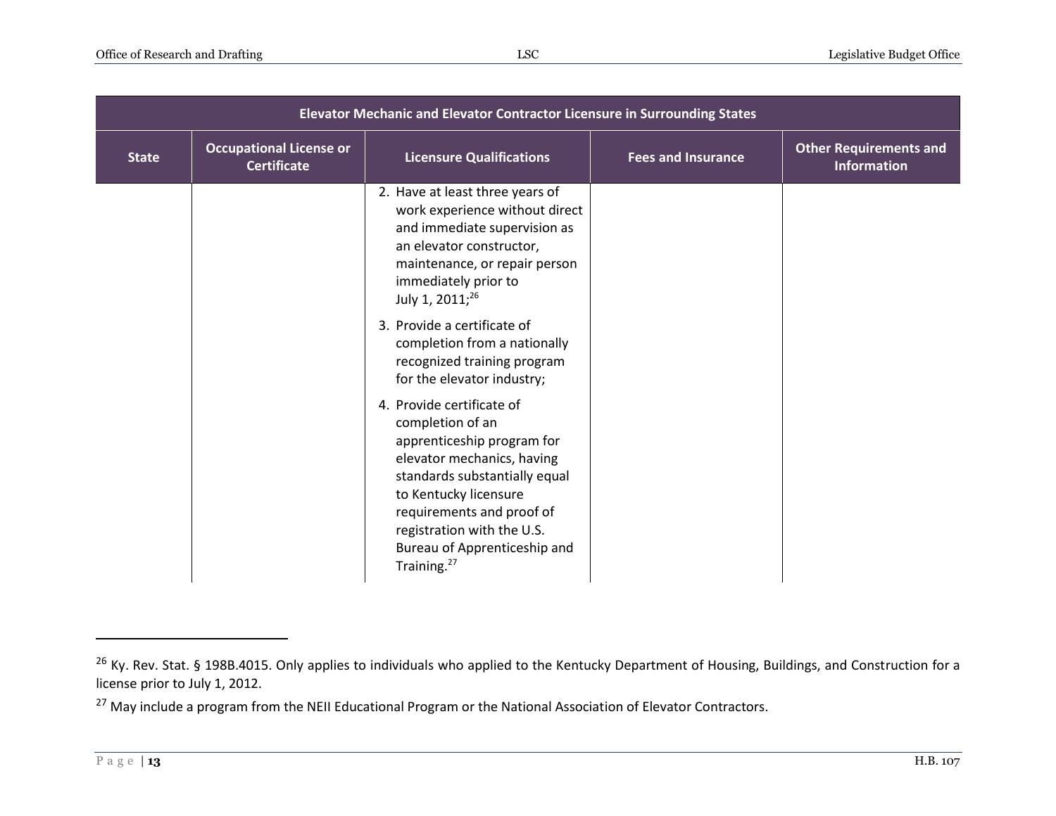| Elevator Mechanic and Elevator Contractor Licensure in Surrounding States | | | | |
|---|---|---|---|---|
| **State** | **Occupational License or Certificate** | **Licensure Qualifications** | **Fees and Insurance** | **Other Requirements and Information** |
| | | 2. Have at least three years of work experience without direct and immediate supervision as an elevator constructor, maintenance, or repair person immediately prior to July 1, 2011;[26]<br><br>3. Provide a certificate of completion from a nationally recognized training program for the elevator industry;<br><br>4. Provide certificate of completion of an apprenticeship program for elevator mechanics, having standards substantially equal to Kentucky licensure requirements and proof of registration with the U.S. Bureau of Apprenticeship and Training.[27] | | |

[26] Ky. Rev. Stat. § 198B.4015. Only applies to individuals who applied to the Kentucky Department of Housing, Buildings, and Construction for a license prior to July 1, 2012.

[27] May include a program from the NEII Educational Program or the National Association of Elevator Contractors.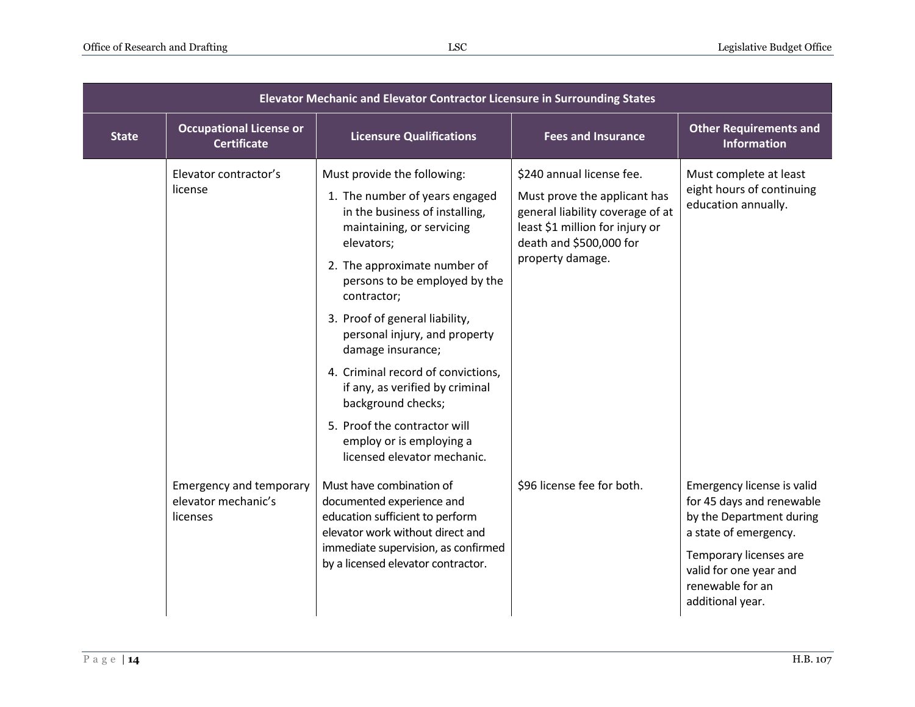| Elevator Mechanic and Elevator Contractor Licensure in Surrounding States | | | | |
|---|---|---|---|---|
| State | Occupational License or Certificate | Licensure Qualifications | Fees and Insurance | Other Requirements and Information |
| | Elevator contractor's license | Must provide the following:<br>1. The number of years engaged in the business of installing, maintaining, or servicing elevators;<br>2. The approximate number of persons to be employed by the contractor;<br>3. Proof of general liability, personal injury, and property damage insurance;<br>4. Criminal record of convictions, if any, as verified by criminal background checks;<br>5. Proof the contractor will employ or is employing a licensed elevator mechanic. | $240 annual license fee.<br>Must prove the applicant has general liability coverage of at least $1 million for injury or death and $500,000 for property damage. | Must complete at least eight hours of continuing education annually. |
| | Emergency and temporary elevator mechanic's licenses | Must have combination of documented experience and education sufficient to perform elevator work without direct and immediate supervision, as confirmed by a licensed elevator contractor. | $96 license fee for both. | Emergency license is valid for 45 days and renewable by the Department during a state of emergency.<br>Temporary licenses are valid for one year and renewable for an additional year. |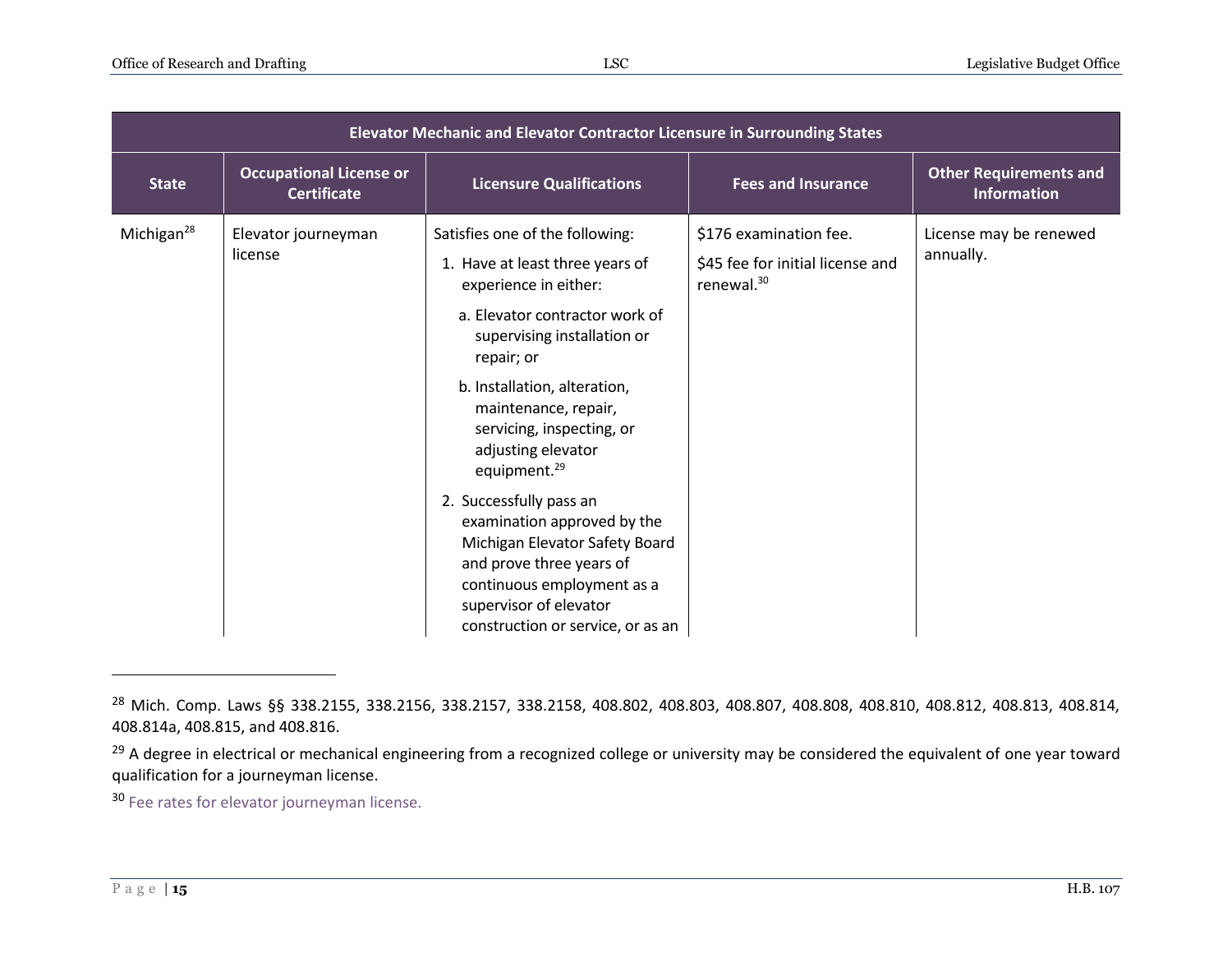| Elevator Mechanic and Elevator Contractor Licensure in Surrounding States | | | | |
|---|---|---|---|---|
| **State** | **Occupational License or Certificate** | **Licensure Qualifications** | **Fees and Insurance** | **Other Requirements and Information** |
| Michigan[28] | Elevator journeyman license | Satisfies one of the following:<br>1. Have at least three years of experience in either:<br>a. Elevator contractor work of supervising installation or repair; or<br>b. Installation, alteration, maintenance, repair, servicing, inspecting, or adjusting elevator equipment.[29]<br>2. Successfully pass an examination approved by the Michigan Elevator Safety Board and prove three years of continuous employment as a supervisor of elevator construction or service, or as an | $176 examination fee.<br>$45 fee for initial license and renewal.[30] | License may be renewed annually. |

[28] Mich. Comp. Laws §§ 338.2155, 338.2156, 338.2157, 338.2158, 408.802, 408.803, 408.807, 408.808, 408.810, 408.812, 408.813, 408.814, 408.814a, 408.815, and 408.816.

[29] A degree in electrical or mechanical engineering from a recognized college or university may be considered the equivalent of one year toward qualification for a journeyman license.

[30] Fee rates for elevator journeyman license.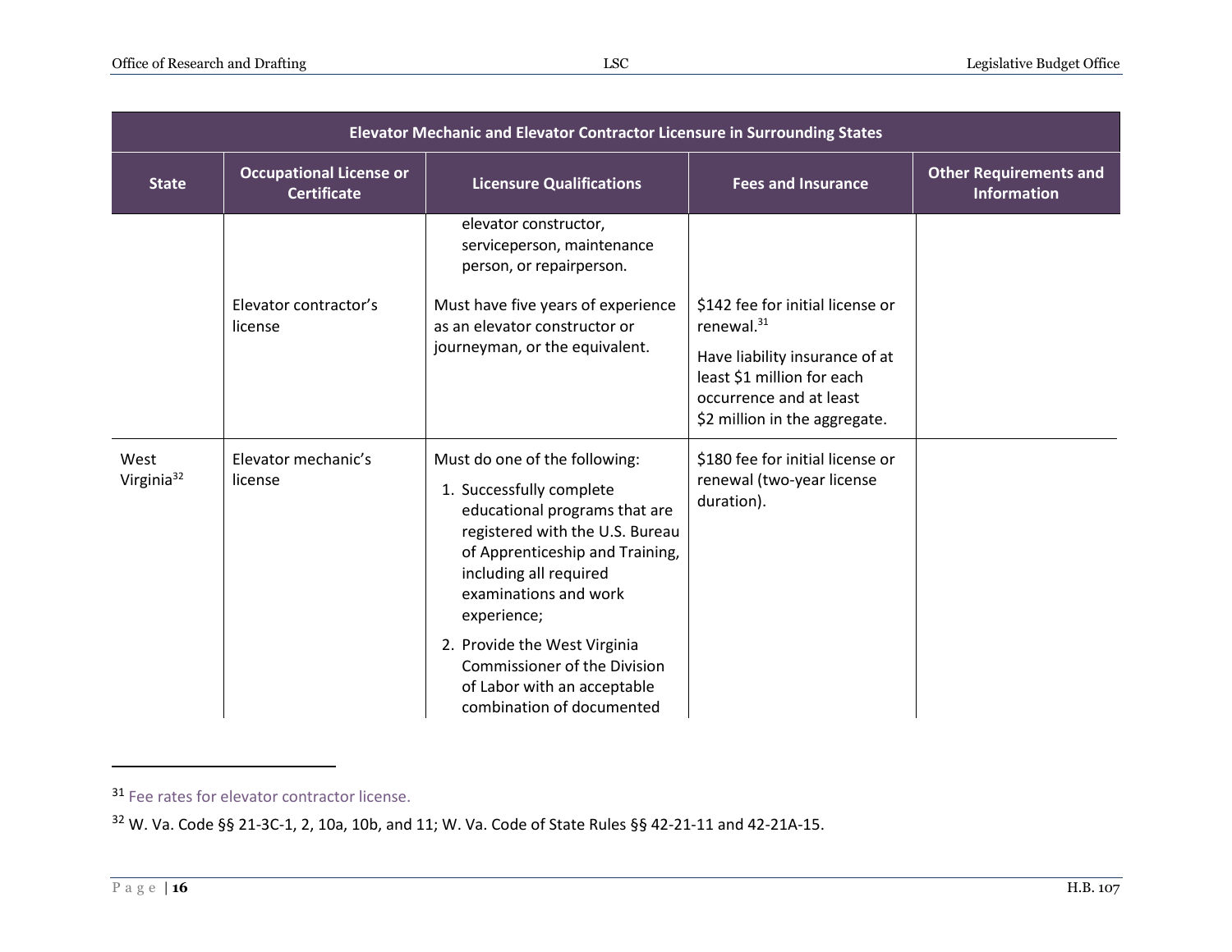| Elevator Mechanic and Elevator Contractor Licensure in Surrounding States | | | | |
|---|---|---|---|---|
| State | Occupational License or Certificate | Licensure Qualifications | Fees and Insurance | Other Requirements and Information |
| | | elevator constructor, serviceperson, maintenance person, or repairperson. | | |
| | Elevator contractor's license | Must have five years of experience as an elevator constructor or journeyman, or the equivalent. | $142 fee for initial license or renewal.[31] Have liability insurance of at least $1 million for each occurrence and at least $2 million in the aggregate. | |
| West Virginia[32] | Elevator mechanic's license | Must do one of the following: 1. Successfully complete educational programs that are registered with the U.S. Bureau of Apprenticeship and Training, including all required examinations and work experience; 2. Provide the West Virginia Commissioner of the Division of Labor with an acceptable combination of documented | $180 fee for initial license or renewal (two-year license duration). | |

[31] Fee rates for elevator contractor license.

[32] W. Va. Code §§ 21-3C-1, 2, 10a, 10b, and 11; W. Va. Code of State Rules §§ 42-21-11 and 42-21A-15.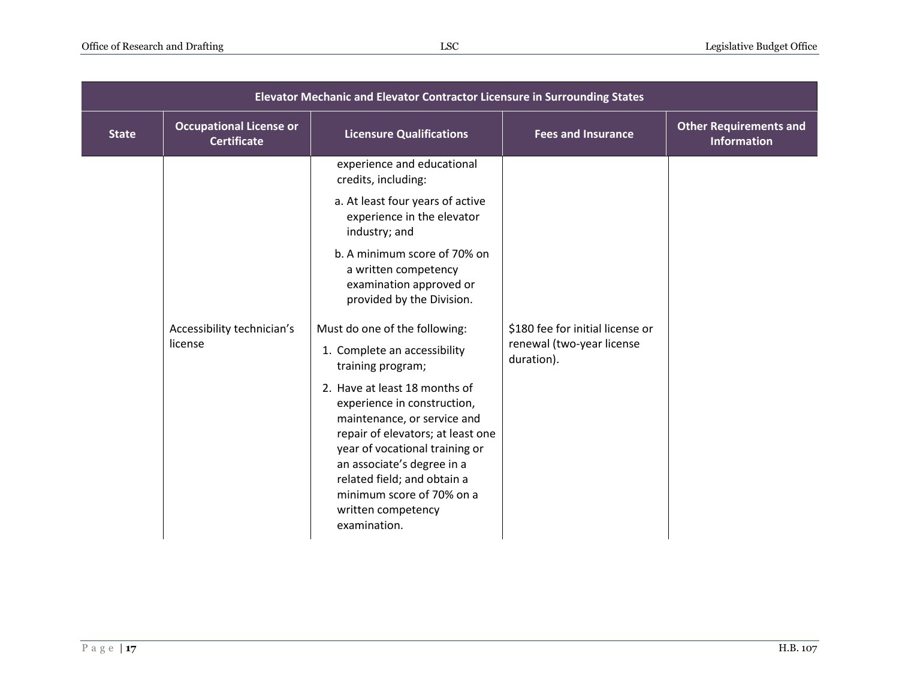| Elevator Mechanic and Elevator Contractor Licensure in Surrounding States | | | | |
|---|---|---|---|---|
| State | Occupational License or Certificate | Licensure Qualifications | Fees and Insurance | Other Requirements and Information |
| | | experience and educational credits, including:<br>a. At least four years of active experience in the elevator industry; and<br>b. A minimum score of 70% on a written competency examination approved or provided by the Division. | | |
| | Accessibility technician's license | Must do one of the following:<br>1. Complete an accessibility training program;<br>2. Have at least 18 months of experience in construction, maintenance, or service and repair of elevators; at least one year of vocational training or an associate's degree in a related field; and obtain a minimum score of 70% on a written competency examination. | $180 fee for initial license or renewal (two-year license duration). | |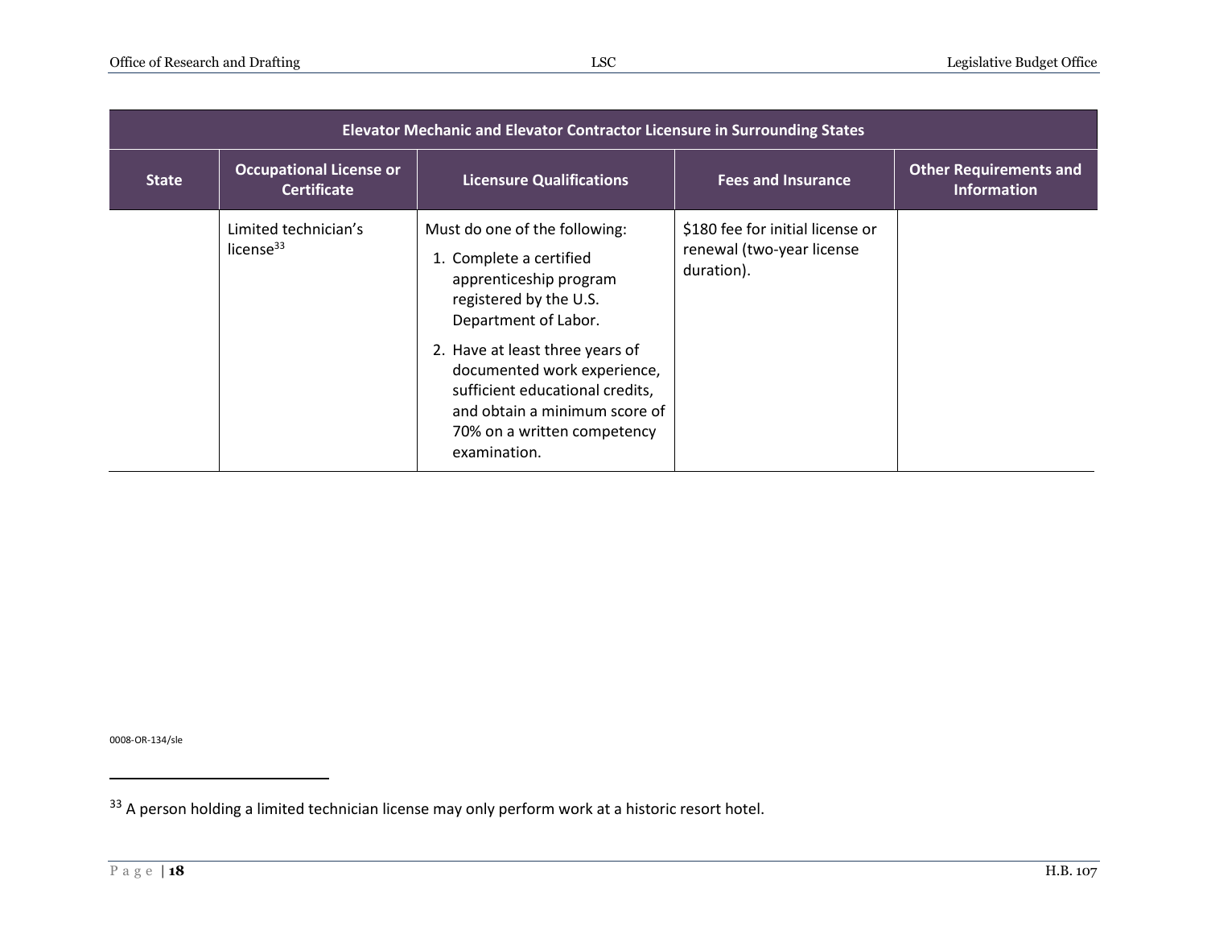| Elevator Mechanic and Elevator Contractor Licensure in Surrounding States | | | | |
|---|---|---|---|---|
| State | Occupational License or Certificate | Licensure Qualifications | Fees and Insurance | Other Requirements and Information |
| | Limited technician's license[33] | Must do one of the following:<br>1. Complete a certified apprenticeship program registered by the U.S. Department of Labor.<br>2. Have at least three years of documented work experience, sufficient educational credits, and obtain a minimum score of 70% on a written competency examination. | $180 fee for initial license or renewal (two-year license duration). | |

0008-OR-134/sle

[33] A person holding a limited technician license may only perform work at a historic resort hotel.